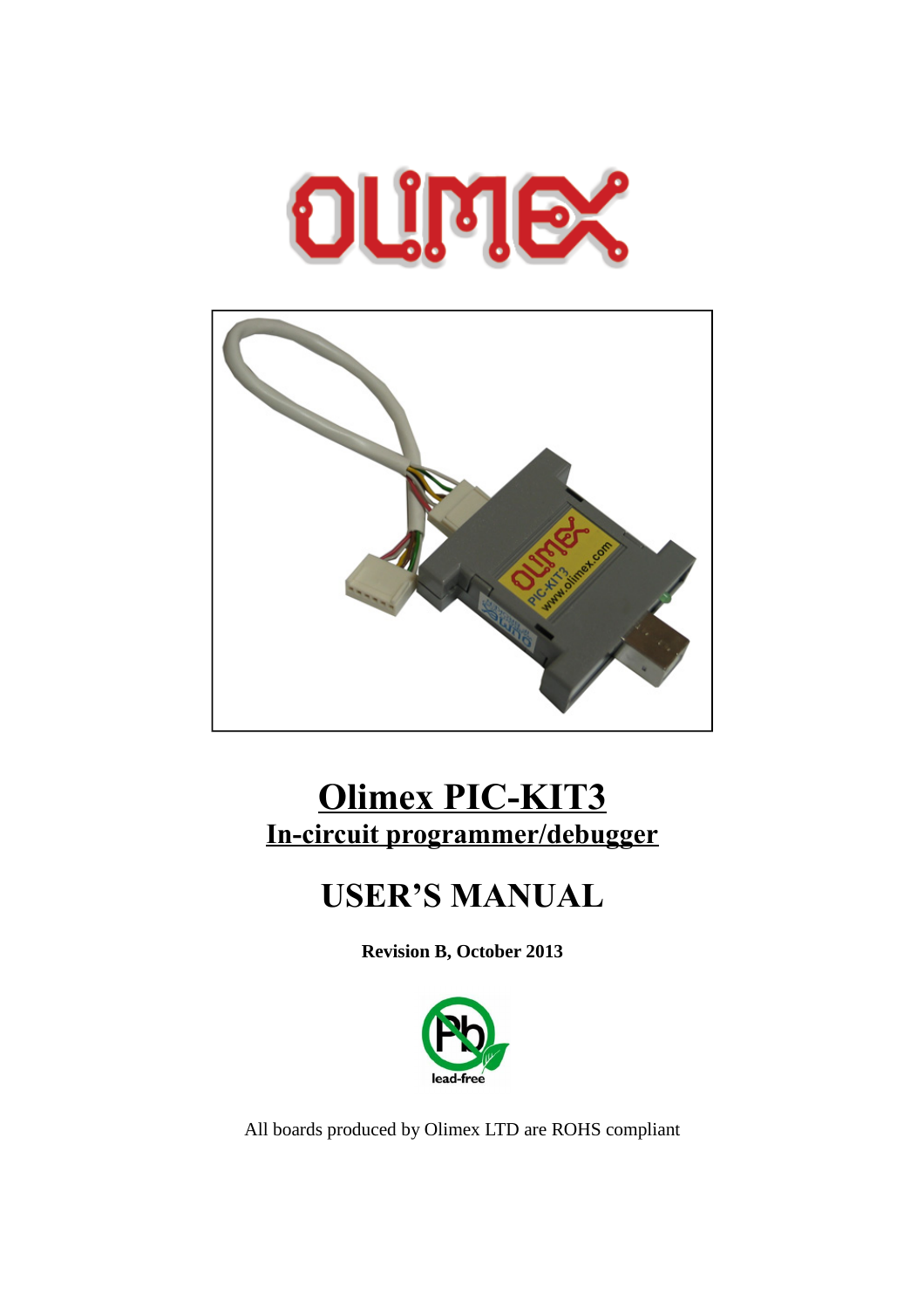# Olimex PIC-KIT3

## In-circuit programmer/debugger

# USER'S MANUAL

**Revision B, October 2013**

All boards produced by Olimex LTD are ROHS compliant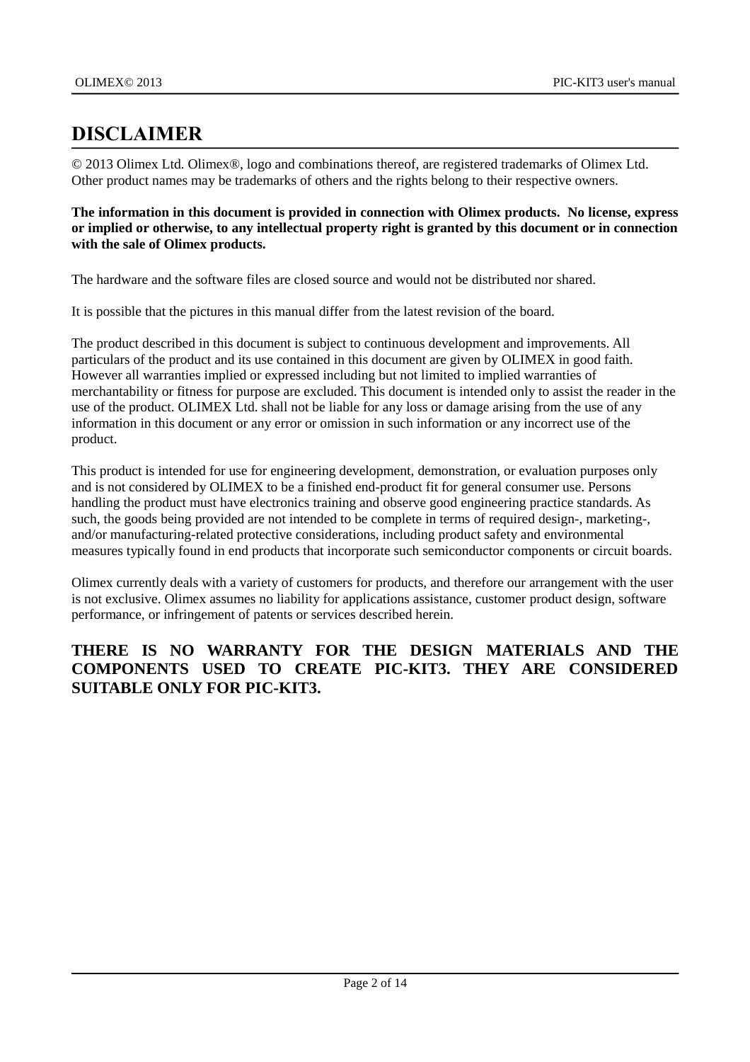# DISCLAIMER

© 2013 Olimex Ltd. Olimex®, logo and combinations thereof, are registered trademarks of Olimex Ltd. Other product names may be trademarks of others and the rights belong to their respective owners.

**The information in this document is provided in connection with Olimex products. No license, express or implied or otherwise, to any intellectual property right is granted by this document or in connection with the sale of Olimex products.**

The hardware and the software files are closed source and would not be distributed nor shared.

It is possible that the pictures in this manual differ from the latest revision of the board.

The product described in this document is subject to continuous development and improvements. All particulars of the product and its use contained in this document are given by OLIMEX in good faith. However all warranties implied or expressed including but not limited to implied warranties of merchantability or fitness for purpose are excluded. This document is intended only to assist the reader in the use of the product. OLIMEX Ltd. shall not be liable for any loss or damage arising from the use of any information in this document or any error or omission in such information or any incorrect use of the product.

This product is intended for use for engineering development, demonstration, or evaluation purposes only and is not considered by OLIMEX to be a finished end-product fit for general consumer use. Persons handling the product must have electronics training and observe good engineering practice standards. As such, the goods being provided are not intended to be complete in terms of required design-, marketing-, and/or manufacturing-related protective considerations, including product safety and environmental measures typically found in end products that incorporate such semiconductor components or circuit boards.

Olimex currently deals with a variety of customers for products, and therefore our arrangement with the user is not exclusive. Olimex assumes no liability for applications assistance, customer product design, software performance, or infringement of patents or services described herein.

**THERE IS NO WARRANTY FOR THE DESIGN MATERIALS AND THE COMPONENTS USED TO CREATE PIC-KIT3. THEY ARE CONSIDERED SUITABLE ONLY FOR PIC-KIT3.**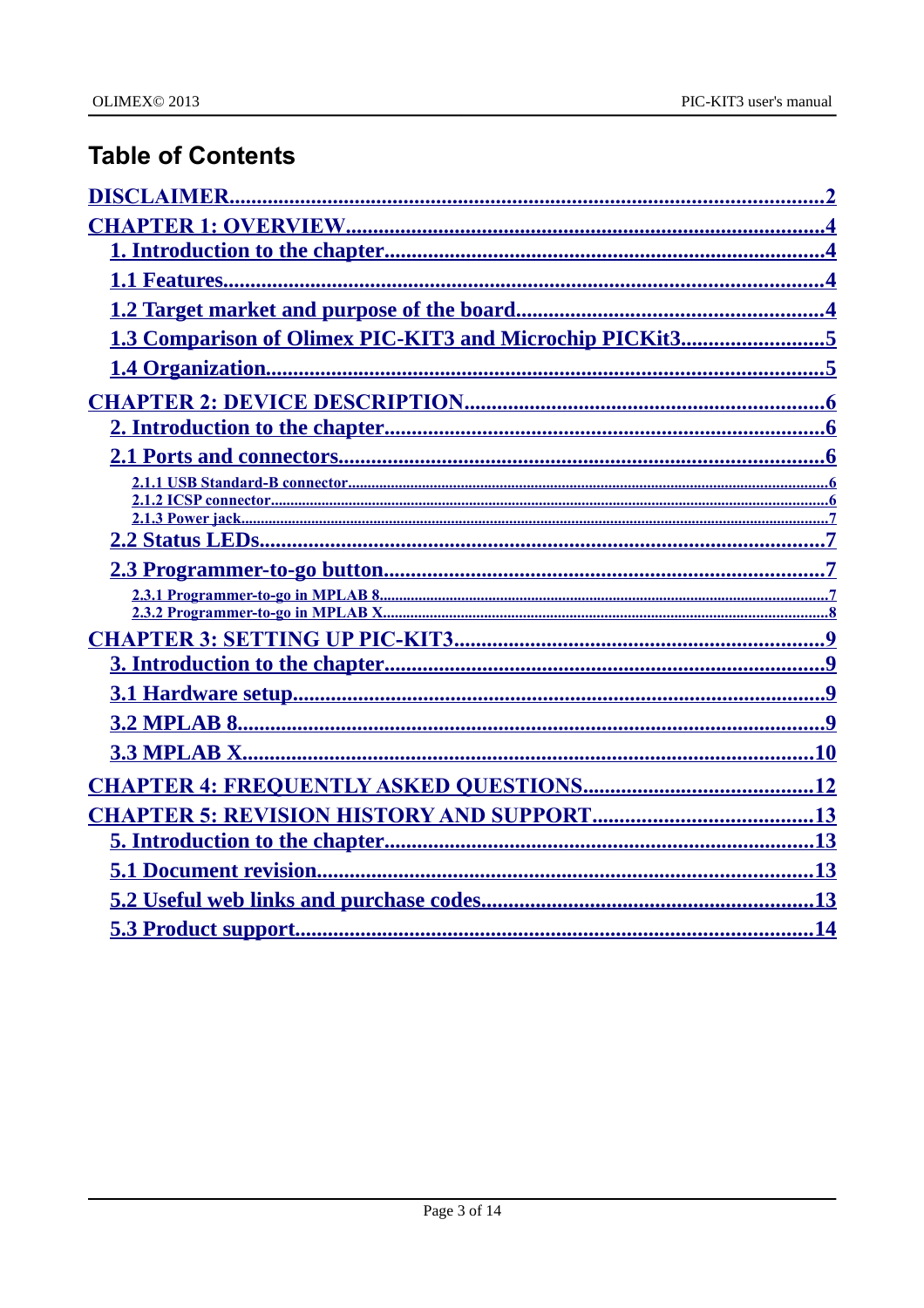# Table of Contents

- DISCLAIMER....2
- CHAPTER 1: OVERVIEW....4
  - 1. Introduction to the chapter....4
  - 1.1 Features....4
  - 1.2 Target market and purpose of the board....4
  - 1.3 Comparison of Olimex PIC-KIT3 and Microchip PICKit3....5
  - 1.4 Organization....5
- CHAPTER 2: DEVICE DESCRIPTION....6
  - 2. Introduction to the chapter....6
  - 2.1 Ports and connectors....6
    - 2.1.1 USB Standard-B connector....6
    - 2.1.2 ICSP connector....6
    - 2.1.3 Power jack....7
  - 2.2 Status LEDs....7
  - 2.3 Programmer-to-go button....7
    - 2.3.1 Programmer-to-go in MPLAB 8....7
    - 2.3.2 Programmer-to-go in MPLAB X....8
- CHAPTER 3: SETTING UP PIC-KIT3....9
  - 3. Introduction to the chapter....9
  - 3.1 Hardware setup....9
  - 3.2 MPLAB 8....9
  - 3.3 MPLAB X....10
- CHAPTER 4: FREQUENTLY ASKED QUESTIONS....12
- CHAPTER 5: REVISION HISTORY AND SUPPORT....13
  - 5. Introduction to the chapter....13
  - 5.1 Document revision....13
  - 5.2 Useful web links and purchase codes....13
  - 5.3 Product support....14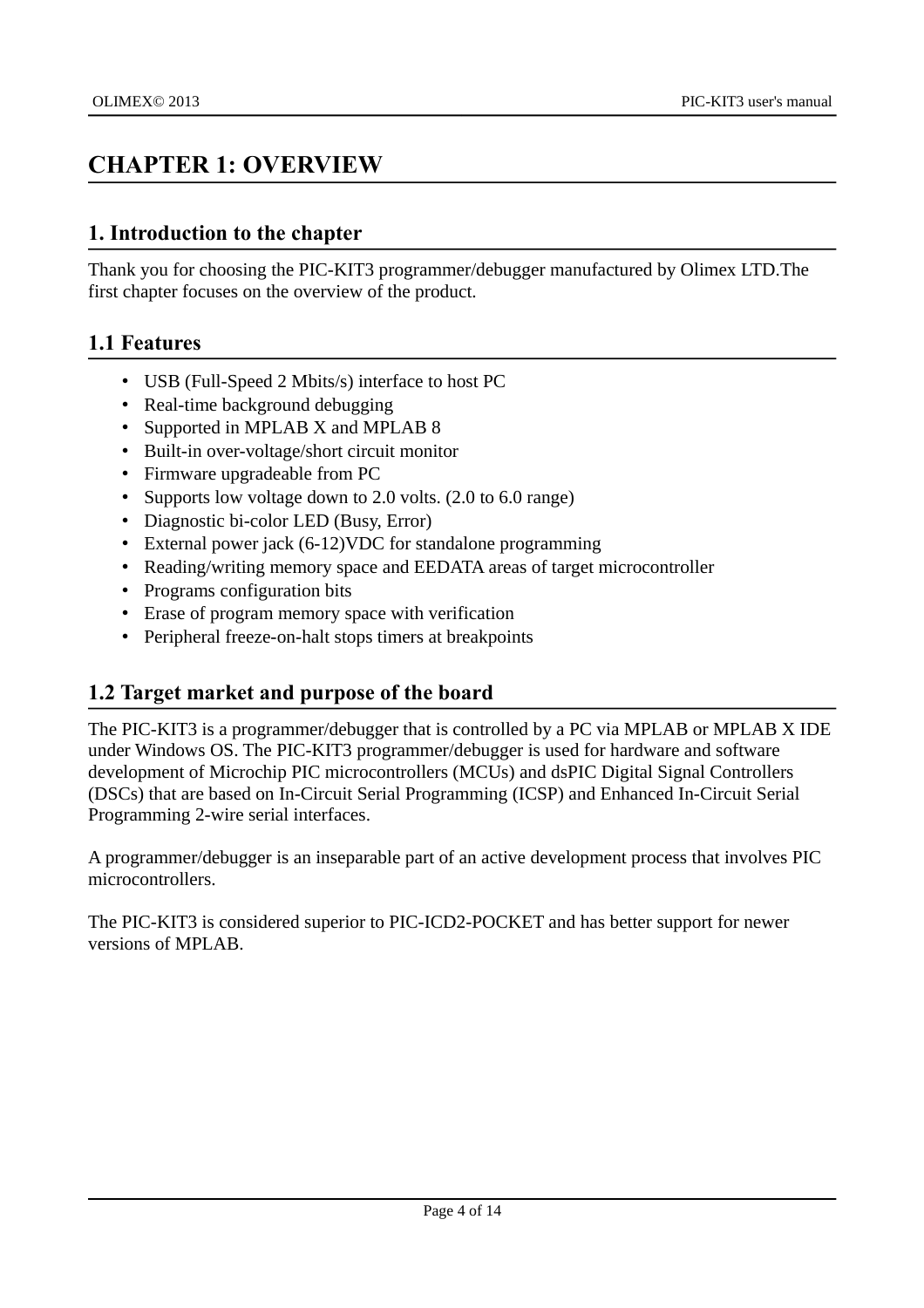# CHAPTER 1: OVERVIEW

## 1. Introduction to the chapter

Thank you for choosing the PIC-KIT3 programmer/debugger manufactured by Olimex LTD.The first chapter focuses on the overview of the product.

## 1.1 Features

- USB (Full-Speed 2 Mbits/s) interface to host PC
- Real-time background debugging
- Supported in MPLAB X and MPLAB 8
- Built-in over-voltage/short circuit monitor
- Firmware upgradeable from PC
- Supports low voltage down to 2.0 volts. (2.0 to 6.0 range)
- Diagnostic bi-color LED (Busy, Error)
- External power jack (6-12)VDC for standalone programming
- Reading/writing memory space and EEDATA areas of target microcontroller
- Programs configuration bits
- Erase of program memory space with verification
- Peripheral freeze-on-halt stops timers at breakpoints

## 1.2 Target market and purpose of the board

The PIC-KIT3 is a programmer/debugger that is controlled by a PC via MPLAB or MPLAB X IDE under Windows OS. The PIC-KIT3 programmer/debugger is used for hardware and software development of Microchip PIC microcontrollers (MCUs) and dsPIC Digital Signal Controllers (DSCs) that are based on In-Circuit Serial Programming (ICSP) and Enhanced In-Circuit Serial Programming 2-wire serial interfaces.

A programmer/debugger is an inseparable part of an active development process that involves PIC microcontrollers.

The PIC-KIT3 is considered superior to PIC-ICD2-POCKET and has better support for newer versions of MPLAB.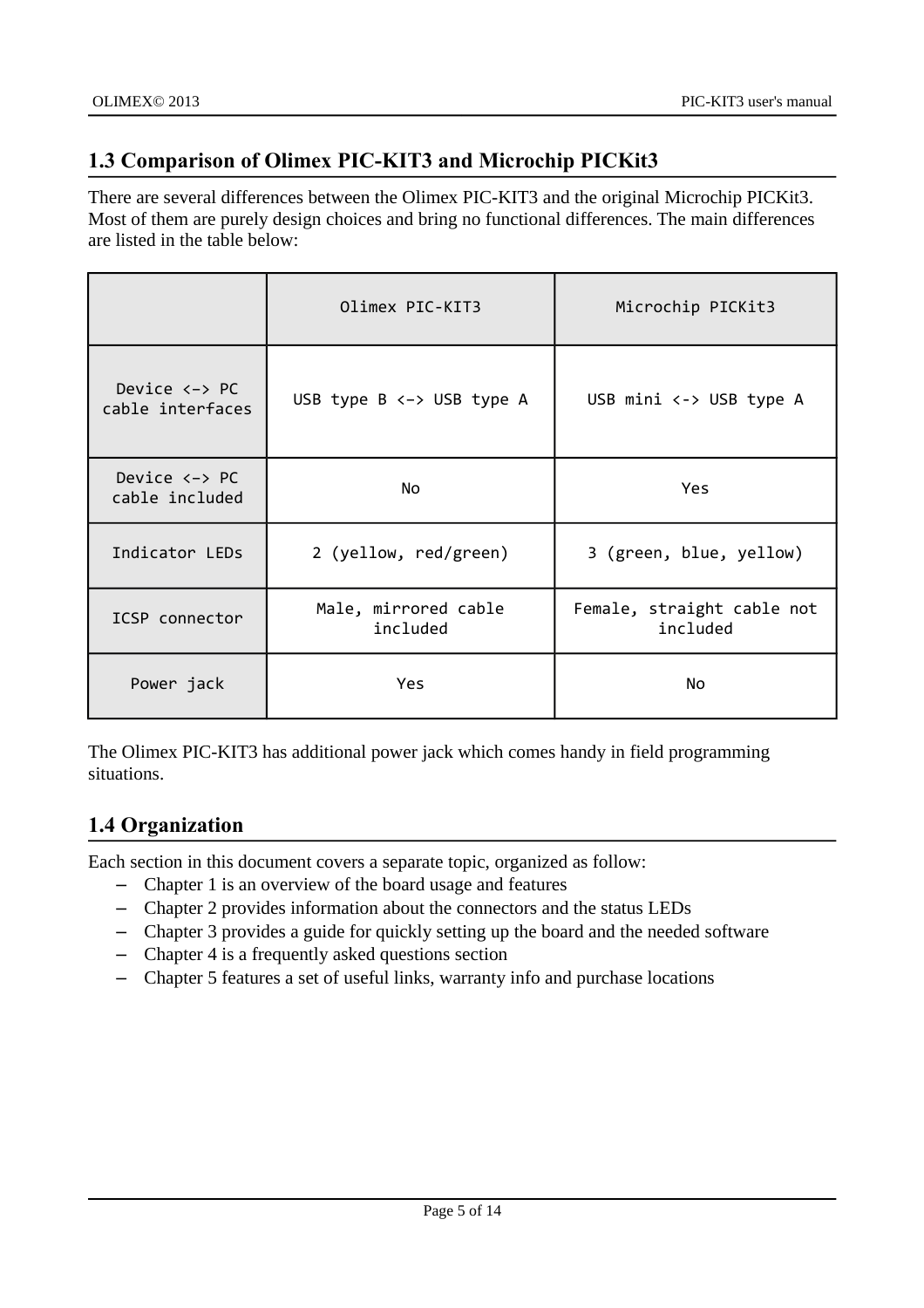## 1.3 Comparison of Olimex PIC-KIT3 and Microchip PICKit3

There are several differences between the Olimex PIC-KIT3 and the original Microchip PICKit3. Most of them are purely design choices and bring no functional differences. The main differences are listed in the table below:

| | Olimex PIC-KIT3 | Microchip PICKit3 |
|---|---|---|
| Device <–> PC cable interfaces | USB type B <–> USB type A | USB mini <–> USB type A |
| Device <–> PC cable included | No | Yes |
| Indicator LEDs | 2 (yellow, red/green) | 3 (green, blue, yellow) |
| ICSP connector | Male, mirrored cable included | Female, straight cable not included |
| Power jack | Yes | No |

The Olimex PIC-KIT3 has additional power jack which comes handy in field programming situations.

## 1.4 Organization

Each section in this document covers a separate topic, organized as follow:

- Chapter 1 is an overview of the board usage and features
- Chapter 2 provides information about the connectors and the status LEDs
- Chapter 3 provides a guide for quickly setting up the board and the needed software
- Chapter 4 is a frequently asked questions section
- Chapter 5 features a set of useful links, warranty info and purchase locations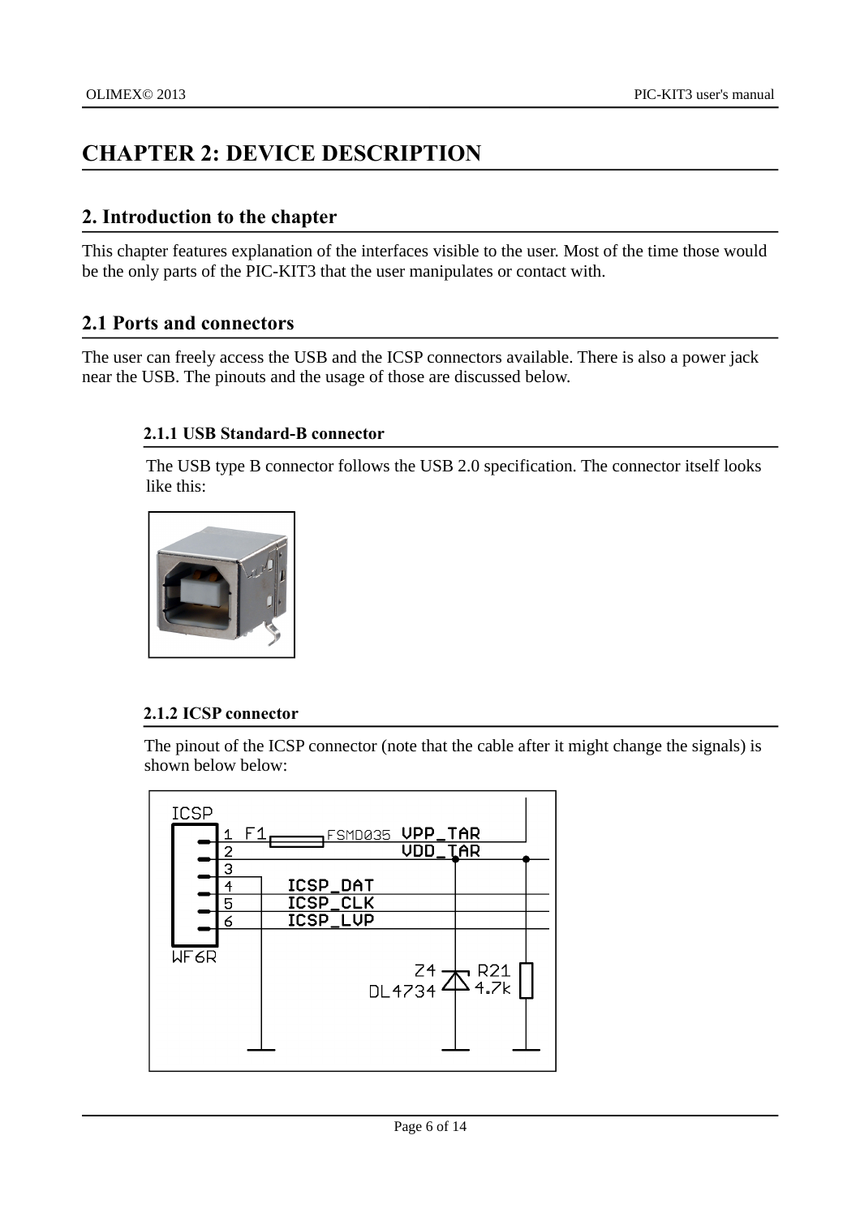# CHAPTER 2: DEVICE DESCRIPTION

## 2. Introduction to the chapter

This chapter features explanation of the interfaces visible to the user. Most of the time those would be the only parts of the PIC-KIT3 that the user manipulates or contact with.

## 2.1 Ports and connectors

The user can freely access the USB and the ICSP connectors available. There is also a power jack near the USB. The pinouts and the usage of those are discussed below.

### 2.1.1 USB Standard-B connector

The USB type B connector follows the USB 2.0 specification. The connector itself looks like this:

### 2.1.2 ICSP connector

The pinout of the ICSP connector (note that the cable after it might change the signals) is shown below below: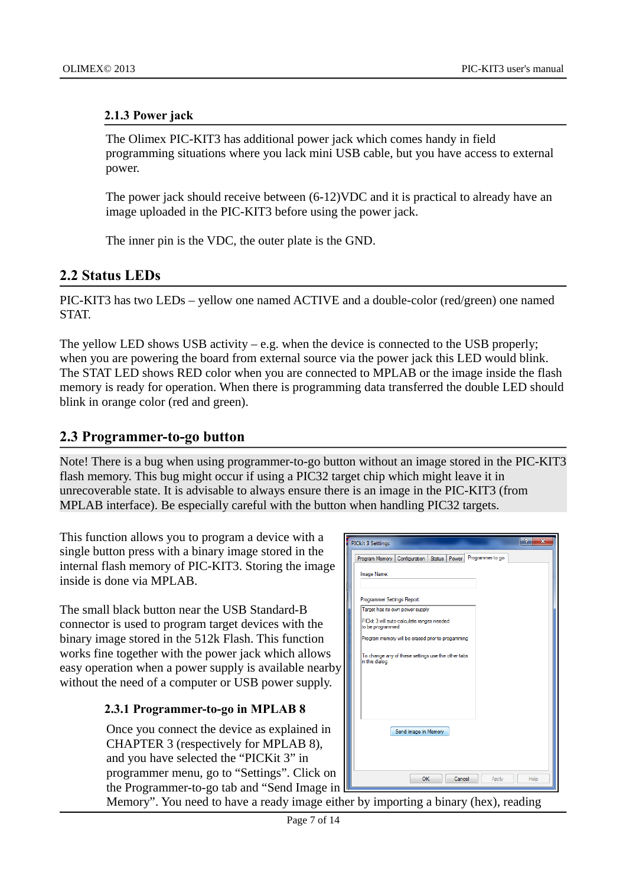### 2.1.3 Power jack

The Olimex PIC-KIT3 has additional power jack which comes handy in field programming situations where you lack mini USB cable, but you have access to external power.

The power jack should receive between (6-12)VDC and it is practical to already have an image uploaded in the PIC-KIT3 before using the power jack.

The inner pin is the VDC, the outer plate is the GND.

## 2.2 Status LEDs

PIC-KIT3 has two LEDs – yellow one named ACTIVE and a double-color (red/green) one named STAT.

The yellow LED shows USB activity – e.g. when the device is connected to the USB properly; when you are powering the board from external source via the power jack this LED would blink. The STAT LED shows RED color when you are connected to MPLAB or the image inside the flash memory is ready for operation. When there is programming data transferred the double LED should blink in orange color (red and green).

## 2.3 Programmer-to-go button

Note! There is a bug when using programmer-to-go button without an image stored in the PIC-KIT3 flash memory. This bug might occur if using a PIC32 target chip which might leave it in unrecoverable state. It is advisable to always ensure there is an image in the PIC-KIT3 (from MPLAB interface). Be especially careful with the button when handling PIC32 targets.

This function allows you to program a device with a single button press with a binary image stored in the internal flash memory of PIC-KIT3. Storing the image inside is done via MPLAB.

The small black button near the USB Standard-B connector is used to program target devices with the binary image stored in the 512k Flash. This function works fine together with the power jack which allows easy operation when a power supply is available nearby without the need of a computer or USB power supply.

### 2.3.1 Programmer-to-go in MPLAB 8

Once you connect the device as explained in CHAPTER 3 (respectively for MPLAB 8), and you have selected the "PICKit 3" in programmer menu, go to "Settings". Click on the Programmer-to-go tab and "Send Image in Memory". You need to have a ready image either by importing a binary (hex), reading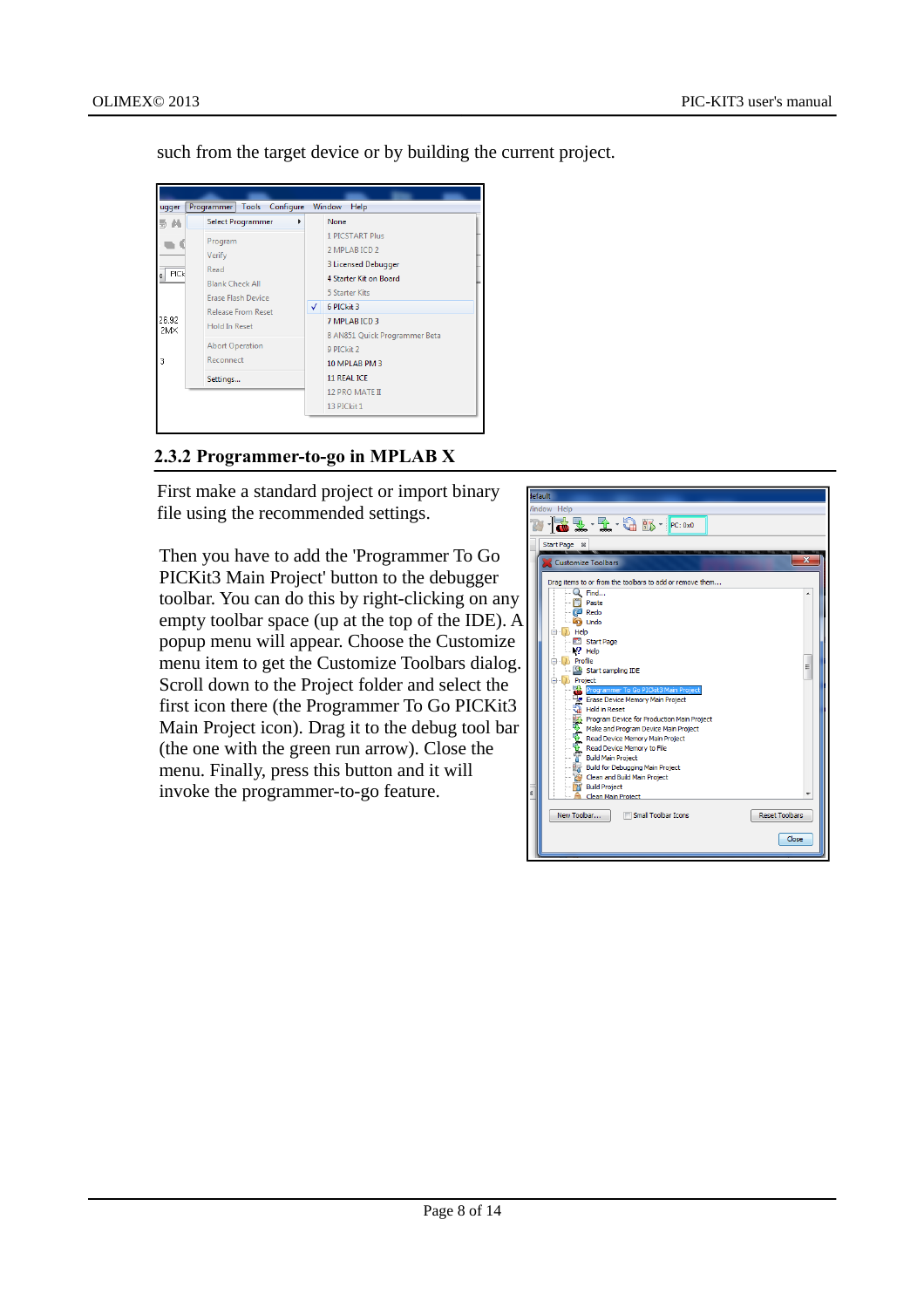such from the target device or by building the current project.

### 2.3.2 Programmer-to-go in MPLAB X

First make a standard project or import binary file using the recommended settings.

Then you have to add the 'Programmer To Go PICKit3 Main Project' button to the debugger toolbar. You can do this by right-clicking on any empty toolbar space (up at the top of the IDE). A popup menu will appear. Choose the Customize menu item to get the Customize Toolbars dialog. Scroll down to the Project folder and select the first icon there (the Programmer To Go PICKit3 Main Project icon). Drag it to the debug tool bar (the one with the green run arrow). Close the menu. Finally, press this button and it will invoke the programmer-to-go feature.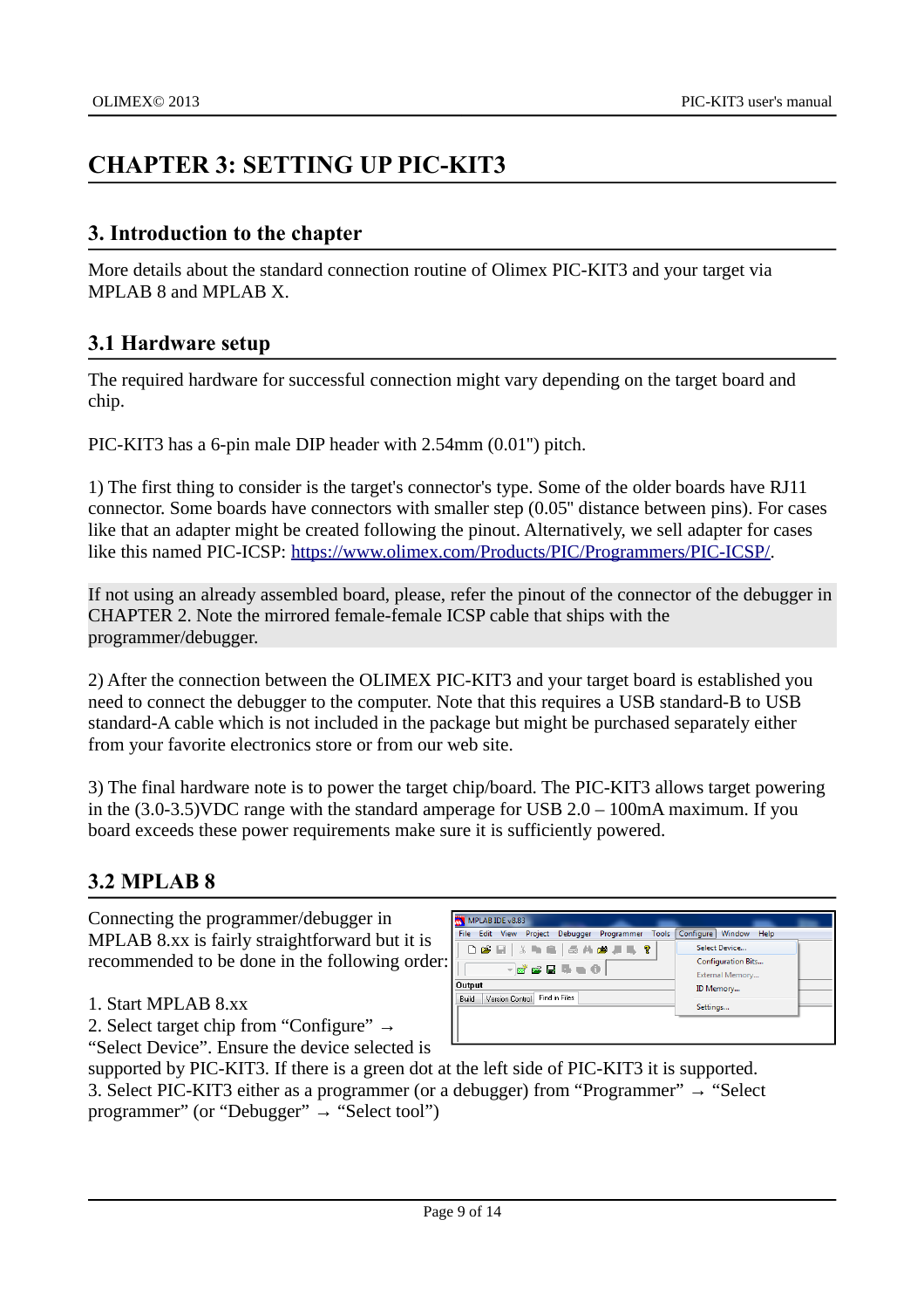# CHAPTER 3: SETTING UP PIC-KIT3

## 3. Introduction to the chapter

More details about the standard connection routine of Olimex PIC-KIT3 and your target via MPLAB 8 and MPLAB X.

## 3.1 Hardware setup

The required hardware for successful connection might vary depending on the target board and chip.

PIC-KIT3 has a 6-pin male DIP header with 2.54mm (0.01") pitch.

1) The first thing to consider is the target's connector's type. Some of the older boards have RJ11 connector. Some boards have connectors with smaller step (0.05" distance between pins). For cases like that an adapter might be created following the pinout. Alternatively, we sell adapter for cases like this named PIC-ICSP: [https://www.olimex.com/Products/PIC/Programmers/PIC-ICSP/](https://www.olimex.com/Products/PIC/Programmers/PIC-ICSP/).

If not using an already assembled board, please, refer the pinout of the connector of the debugger in CHAPTER 2. Note the mirrored female-female ICSP cable that ships with the programmer/debugger.

2) After the connection between the OLIMEX PIC-KIT3 and your target board is established you need to connect the debugger to the computer. Note that this requires a USB standard-B to USB standard-A cable which is not included in the package but might be purchased separately either from your favorite electronics store or from our web site.

3) The final hardware note is to power the target chip/board. The PIC-KIT3 allows target powering in the (3.0-3.5)VDC range with the standard amperage for USB 2.0 – 100mA maximum. If you board exceeds these power requirements make sure it is sufficiently powered.

## 3.2 MPLAB 8

Connecting the programmer/debugger in MPLAB 8.xx is fairly straightforward but it is recommended to be done in the following order:

1. Start MPLAB 8.xx
2. Select target chip from "Configure" → "Select Device". Ensure the device selected is supported by PIC-KIT3. If there is a green dot at the left side of PIC-KIT3 it is supported.
3. Select PIC-KIT3 either as a programmer (or a debugger) from "Programmer" → "Select programmer" (or "Debugger" → "Select tool")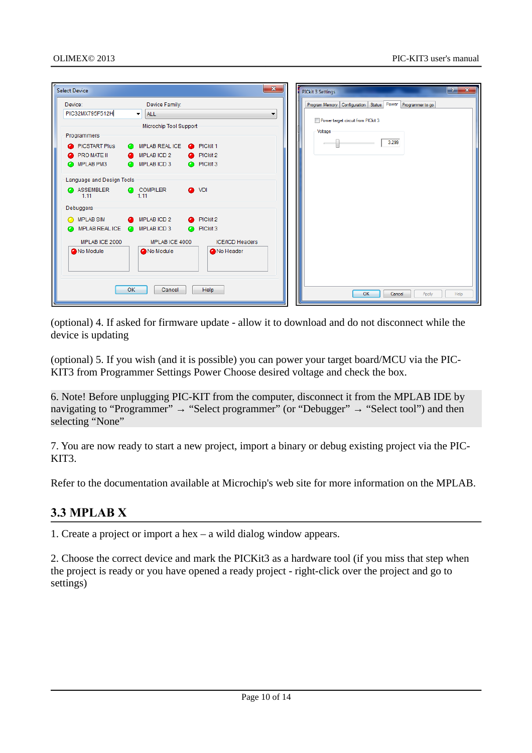(optional) 4. If asked for firmware update - allow it to download and do not disconnect while the device is updating

(optional) 5. If you wish (and it is possible) you can power your target board/MCU via the PIC-KIT3 from Programmer Settings Power Choose desired voltage and check the box.

6. Note! Before unplugging PIC-KIT from the computer, disconnect it from the MPLAB IDE by navigating to “Programmer” → “Select programmer” (or “Debugger” → “Select tool”) and then selecting “None”

7. You are now ready to start a new project, import a binary or debug existing project via the PIC-KIT3.

Refer to the documentation available at Microchip's web site for more information on the MPLAB.

## 3.3 MPLAB X

1. Create a project or import a hex – a wild dialog window appears.

2. Choose the correct device and mark the PICKit3 as a hardware tool (if you miss that step when the project is ready or you have opened a ready project - right-click over the project and go to settings)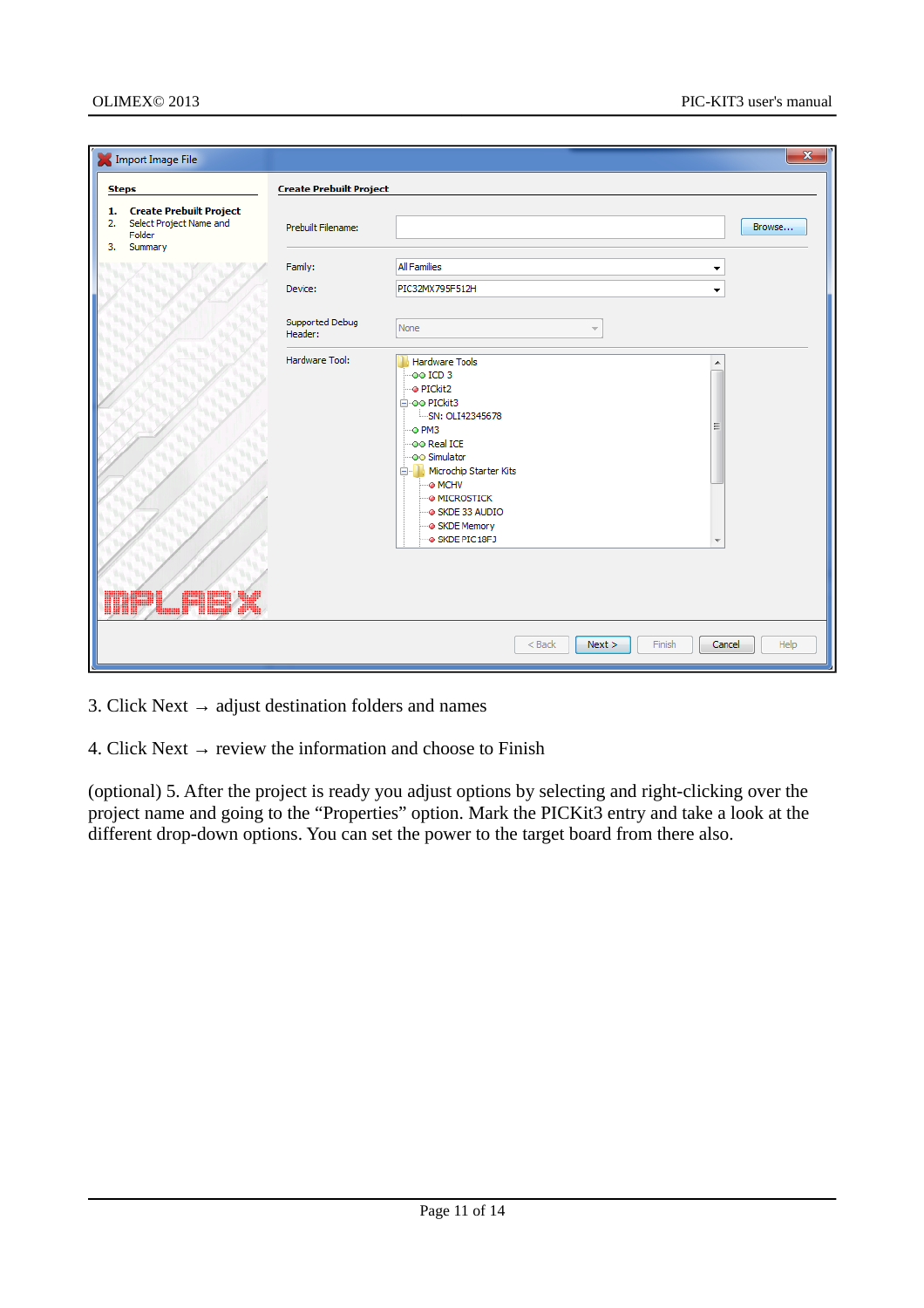3. Click Next → adjust destination folders and names

4. Click Next → review the information and choose to Finish

(optional) 5. After the project is ready you adjust options by selecting and right-clicking over the project name and going to the “Properties” option. Mark the PICKit3 entry and take a look at the different drop-down options. You can set the power to the target board from there also.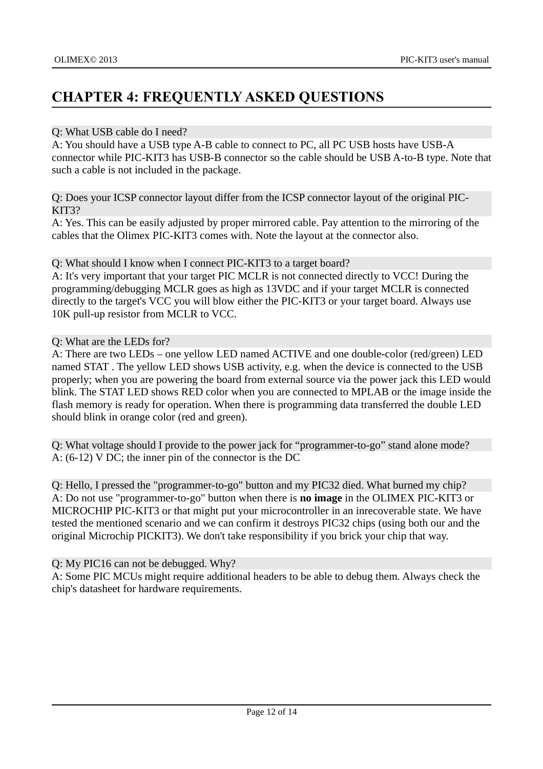# CHAPTER 4: FREQUENTLY ASKED QUESTIONS

Q: What USB cable do I need?

A: You should have a USB type A-B cable to connect to PC, all PC USB hosts have USB-A connector while PIC-KIT3 has USB-B connector so the cable should be USB A-to-B type. Note that such a cable is not included in the package.

Q: Does your ICSP connector layout differ from the ICSP connector layout of the original PIC-KIT3?

A: Yes. This can be easily adjusted by proper mirrored cable. Pay attention to the mirroring of the cables that the Olimex PIC-KIT3 comes with. Note the layout at the connector also.

Q: What should I know when I connect PIC-KIT3 to a target board?

A: It's very important that your target PIC MCLR is not connected directly to VCC! During the programming/debugging MCLR goes as high as 13VDC and if your target MCLR is connected directly to the target's VCC you will blow either the PIC-KIT3 or your target board. Always use 10K pull-up resistor from MCLR to VCC.

Q: What are the LEDs for?

A: There are two LEDs – one yellow LED named ACTIVE and one double-color (red/green) LED named STAT . The yellow LED shows USB activity, e.g. when the device is connected to the USB properly; when you are powering the board from external source via the power jack this LED would blink. The STAT LED shows RED color when you are connected to MPLAB or the image inside the flash memory is ready for operation. When there is programming data transferred the double LED should blink in orange color (red and green).

Q: What voltage should I provide to the power jack for "programmer-to-go" stand alone mode?

A: (6-12) V DC; the inner pin of the connector is the DC

Q: Hello, I pressed the "programmer-to-go" button and my PIC32 died. What burned my chip?

A: Do not use "programmer-to-go" button when there is **no image** in the OLIMEX PIC-KIT3 or MICROCHIP PIC-KIT3 or that might put your microcontroller in an inrecoverable state. We have tested the mentioned scenario and we can confirm it destroys PIC32 chips (using both our and the original Microchip PICKIT3). We don't take responsibility if you brick your chip that way.

Q: My PIC16 can not be debugged. Why?

A: Some PIC MCUs might require additional headers to be able to debug them. Always check the chip's datasheet for hardware requirements.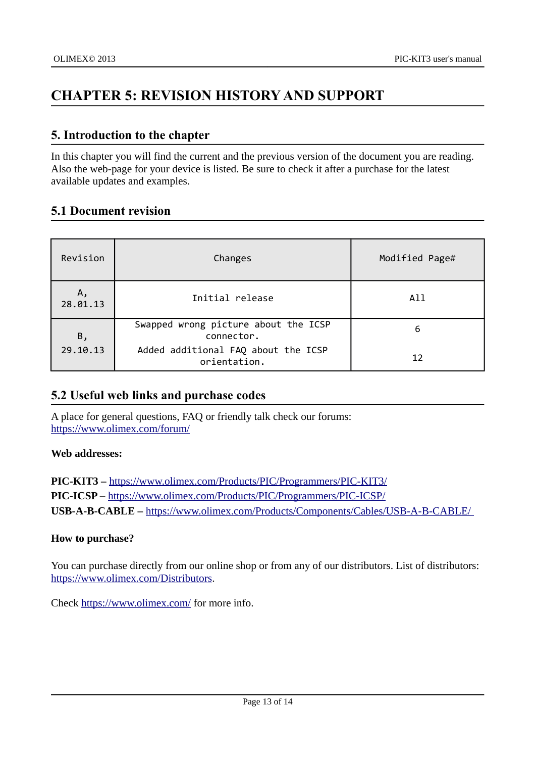# CHAPTER 5: REVISION HISTORY AND SUPPORT

## 5. Introduction to the chapter

In this chapter you will find the current and the previous version of the document you are reading. Also the web-page for your device is listed. Be sure to check it after a purchase for the latest available updates and examples.

## 5.1 Document revision

| Revision | Changes | Modified Page# |
|---|---|---|
| A, 28.01.13 | Initial release | All |
| B, 29.10.13 | Swapped wrong picture about the ICSP connector.<br>Added additional FAQ about the ICSP orientation. | 6<br>12 |

## 5.2 Useful web links and purchase codes

A place for general questions, FAQ or friendly talk check our forums: https://www.olimex.com/forum/

**Web addresses:**

**PIC-KIT3 –** https://www.olimex.com/Products/PIC/Programmers/PIC-KIT3/
**PIC-ICSP –** https://www.olimex.com/Products/PIC/Programmers/PIC-ICSP/
**USB-A-B-CABLE –** https://www.olimex.com/Products/Components/Cables/USB-A-B-CABLE/

**How to purchase?**

You can purchase directly from our online shop or from any of our distributors. List of distributors: https://www.olimex.com/Distributors.

Check https://www.olimex.com/ for more info.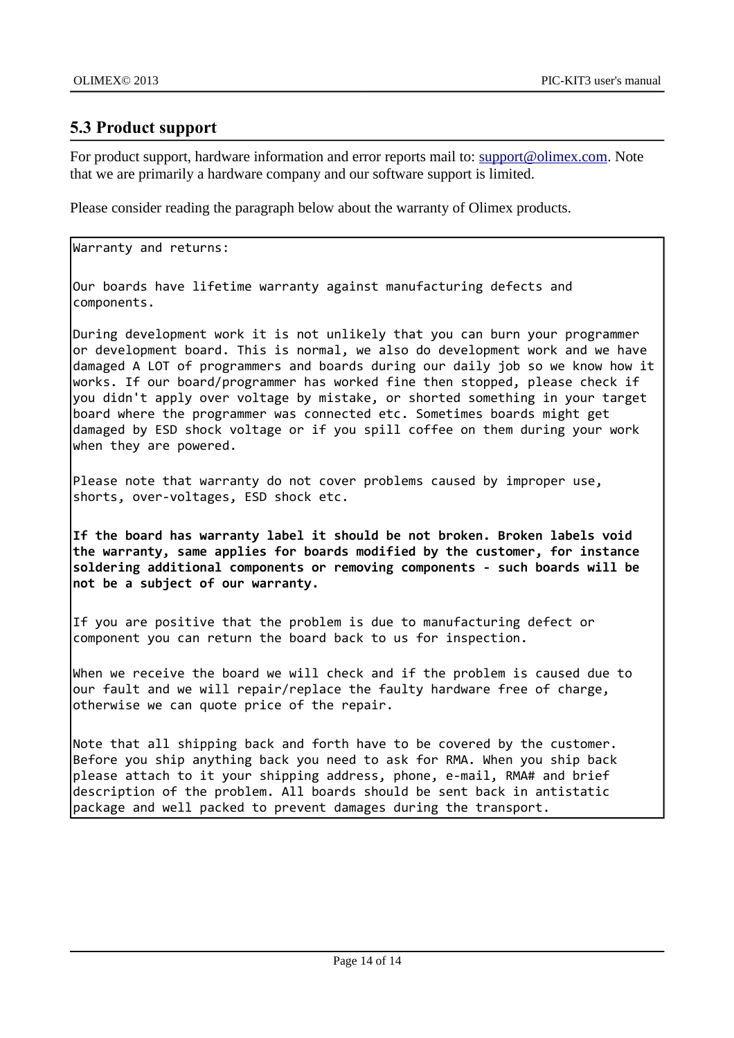## 5.3 Product support

For product support, hardware information and error reports mail to: [support@olimex.com](mailto:support@olimex.com). Note that we are primarily a hardware company and our software support is limited.

Please consider reading the paragraph below about the warranty of Olimex products.

Warranty and returns:

Our boards have lifetime warranty against manufacturing defects and components.

During development work it is not unlikely that you can burn your programmer or development board. This is normal, we also do development work and we have damaged A LOT of programmers and boards during our daily job so we know how it works. If our board/programmer has worked fine then stopped, please check if you didn't apply over voltage by mistake, or shorted something in your target board where the programmer was connected etc. Sometimes boards might get damaged by ESD shock voltage or if you spill coffee on them during your work when they are powered.

Please note that warranty do not cover problems caused by improper use, shorts, over-voltages, ESD shock etc.

**If the board has warranty label it should be not broken. Broken labels void the warranty, same applies for boards modified by the customer, for instance soldering additional components or removing components - such boards will be not be a subject of our warranty.**

If you are positive that the problem is due to manufacturing defect or component you can return the board back to us for inspection.

When we receive the board we will check and if the problem is caused due to our fault and we will repair/replace the faulty hardware free of charge, otherwise we can quote price of the repair.

Note that all shipping back and forth have to be covered by the customer. Before you ship anything back you need to ask for RMA. When you ship back please attach to it your shipping address, phone, e-mail, RMA# and brief description of the problem. All boards should be sent back in antistatic package and well packed to prevent damages during the transport.